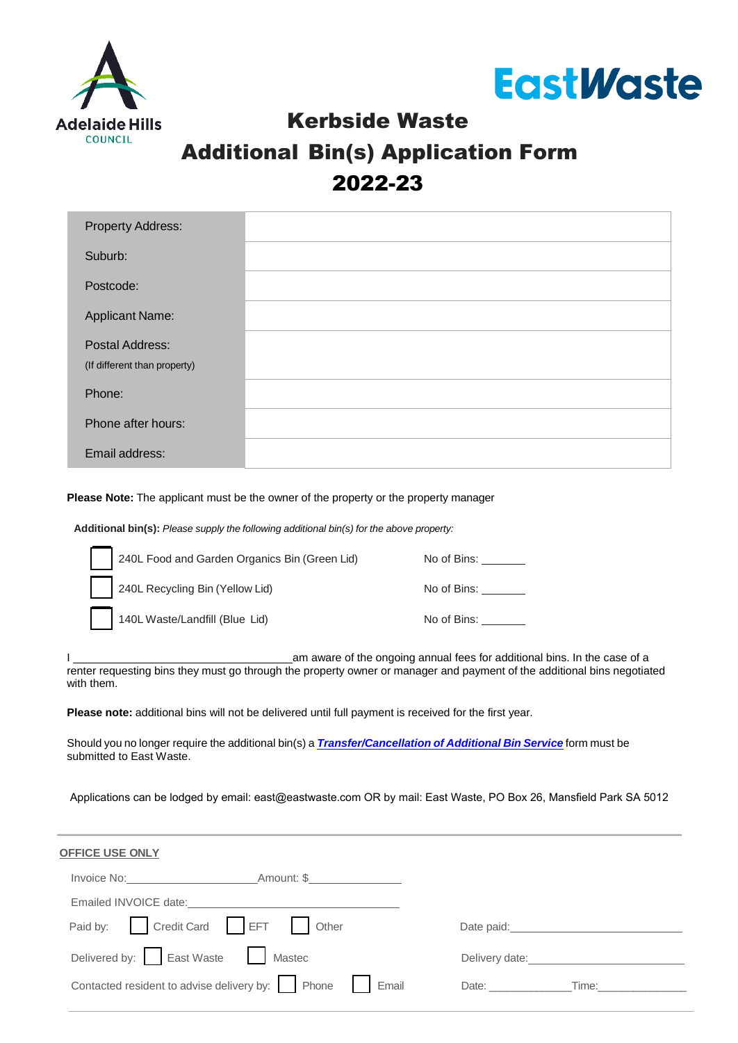Adelaide Hills COUNCIL

EastWaste

# Kerbside Waste
# Additional Bin(s) Application Form
# 2022-23

| | |
|---|---|
| Property Address: | |
| Suburb: | |
| Postcode: | |
| Applicant Name: | |
| Postal Address: (If different than property) | |
| Phone: | |
| Phone after hours: | |
| Email address: | |

**Please Note:** The applicant must be the owner of the property or the property manager

**Additional bin(s):** *Please supply the following additional bin(s) for the above property:*

- ☐ 240L Food and Garden Organics Bin (Green Lid) — No of Bins: _______
- ☐ 240L Recycling Bin (Yellow Lid) — No of Bins: _______
- ☐ 140L Waste/Landfill (Blue Lid) — No of Bins: _______

I ____________________________________ am aware of the ongoing annual fees for additional bins. In the case of a renter requesting bins they must go through the property owner or manager and payment of the additional bins negotiated with them.

**Please note:** additional bins will not be delivered until full payment is received for the first year.

Should you no longer require the additional bin(s) a ***Transfer/Cancellation of Additional Bin Service*** form must be submitted to East Waste.

Applications can be lodged by email: east@eastwaste.com OR by mail: East Waste, PO Box 26, Mansfield Park SA 5012

---

**OFFICE USE ONLY**

Invoice No:______________________ Amount: $______________

Emailed INVOICE date:______________________________

Paid by: ☐ Credit Card ☐ EFT ☐ Other — Date paid:____________________________

Delivered by: ☐ East Waste ☐ Mastec — Delivery date:__________________________

Contacted resident to advise delivery by: ☐ Phone ☐ Email — Date: _____________ Time:______________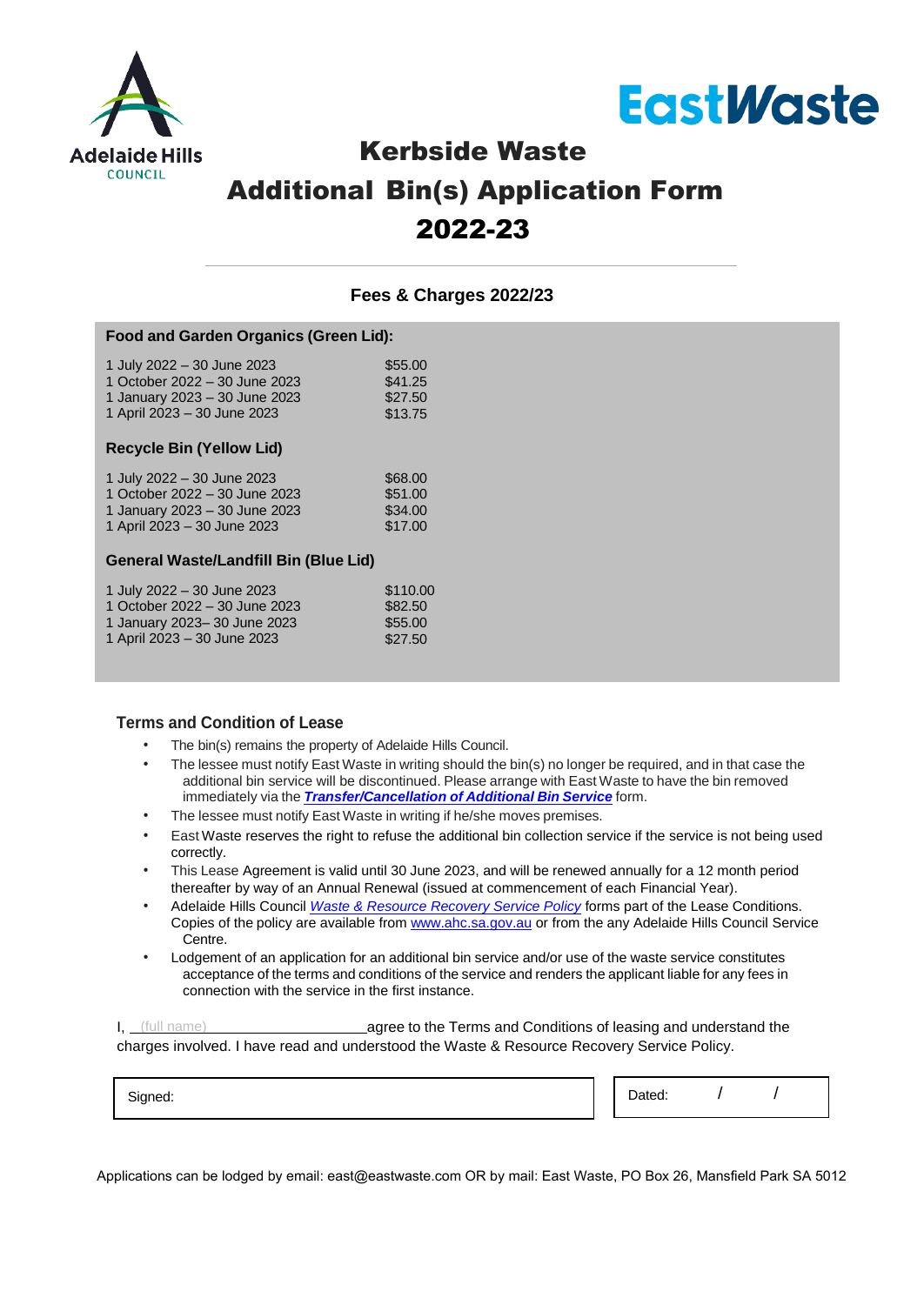# Kerbside Waste

# Additional Bin(s) Application Form 2022-23

## Fees & Charges 2022/23

**Food and Garden Organics (Green Lid):**

| | |
|---|---|
| 1 July 2022 – 30 June 2023 | $55.00 |
| 1 October 2022 – 30 June 2023 | $41.25 |
| 1 January 2023 – 30 June 2023 | $27.50 |
| 1 April 2023 – 30 June 2023 | $13.75 |

**Recycle Bin (Yellow Lid)**

| | |
|---|---|
| 1 July 2022 – 30 June 2023 | $68.00 |
| 1 October 2022 – 30 June 2023 | $51.00 |
| 1 January 2023 – 30 June 2023 | $34.00 |
| 1 April 2023 – 30 June 2023 | $17.00 |

**General Waste/Landfill Bin (Blue Lid)**

| | |
|---|---|
| 1 July 2022 – 30 June 2023 | $110.00 |
| 1 October 2022 – 30 June 2023 | $82.50 |
| 1 January 2023– 30 June 2023 | $55.00 |
| 1 April 2023 – 30 June 2023 | $27.50 |

### Terms and Condition of Lease

- The bin(s) remains the property of Adelaide Hills Council.
- The lessee must notify East Waste in writing should the bin(s) no longer be required, and in that case the additional bin service will be discontinued. Please arrange with East Waste to have the bin removed immediately via the ***Transfer/Cancellation of Additional Bin Service*** form.
- The lessee must notify East Waste in writing if he/she moves premises.
- East Waste reserves the right to refuse the additional bin collection service if the service is not being used correctly.
- This Lease Agreement is valid until 30 June 2023, and will be renewed annually for a 12 month period thereafter by way of an Annual Renewal (issued at commencement of each Financial Year).
- Adelaide Hills Council *Waste & Resource Recovery Service Policy* forms part of the Lease Conditions. Copies of the policy are available from www.ahc.sa.gov.au or from the any Adelaide Hills Council Service Centre.
- Lodgement of an application for an additional bin service and/or use of the waste service constitutes acceptance of the terms and conditions of the service and renders the applicant liable for any fees in connection with the service in the first instance.

I, (full name)\_\_\_\_\_\_\_\_\_\_\_\_\_\_\_\_\_\_\_\_ agree to the Terms and Conditions of leasing and understand the charges involved. I have read and understood the Waste & Resource Recovery Service Policy.

Signed:

Dated: / /

Applications can be lodged by email: east@eastwaste.com OR by mail: East Waste, PO Box 26, Mansfield Park SA 5012